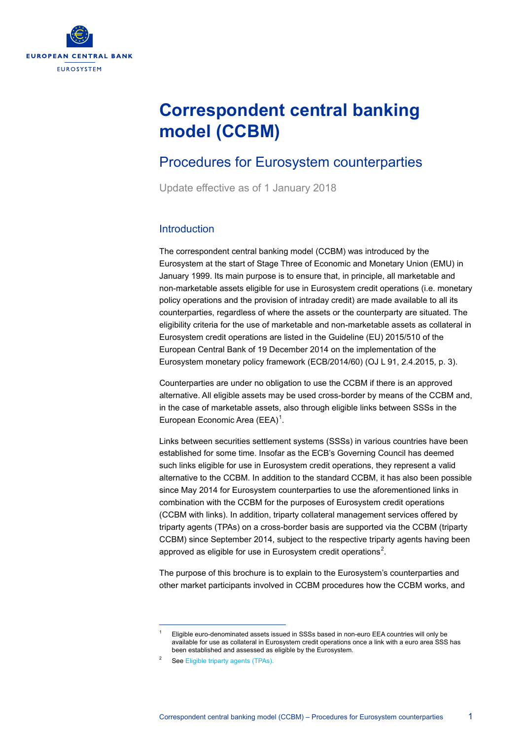EUROPEAN CENTRAL BANK

EUROSYSTEM

# Correspondent central banking model (CCBM)

## Procedures for Eurosystem counterparties

Update effective as of 1 January 2018

### Introduction

The correspondent central banking model (CCBM) was introduced by the Eurosystem at the start of Stage Three of Economic and Monetary Union (EMU) in January 1999. Its main purpose is to ensure that, in principle, all marketable and non-marketable assets eligible for use in Eurosystem credit operations (i.e. monetary policy operations and the provision of intraday credit) are made available to all its counterparties, regardless of where the assets or the counterparty are situated. The eligibility criteria for the use of marketable and non-marketable assets as collateral in Eurosystem credit operations are listed in the Guideline (EU) 2015/510 of the European Central Bank of 19 December 2014 on the implementation of the Eurosystem monetary policy framework (ECB/2014/60) (OJ L 91, 2.4.2015, p. 3).

Counterparties are under no obligation to use the CCBM if there is an approved alternative. All eligible assets may be used cross-border by means of the CCBM and, in the case of marketable assets, also through eligible links between SSSs in the European Economic Area (EEA)[1].

Links between securities settlement systems (SSSs) in various countries have been established for some time. Insofar as the ECB's Governing Council has deemed such links eligible for use in Eurosystem credit operations, they represent a valid alternative to the CCBM. In addition to the standard CCBM, it has also been possible since May 2014 for Eurosystem counterparties to use the aforementioned links in combination with the CCBM for the purposes of Eurosystem credit operations (CCBM with links). In addition, triparty collateral management services offered by triparty agents (TPAs) on a cross-border basis are supported via the CCBM (triparty CCBM) since September 2014, subject to the respective triparty agents having been approved as eligible for use in Eurosystem credit operations[2].

The purpose of this brochure is to explain to the Eurosystem's counterparties and other market participants involved in CCBM procedures how the CCBM works, and

[1] Eligible euro-denominated assets issued in SSSs based in non-euro EEA countries will only be available for use as collateral in Eurosystem credit operations once a link with a euro area SSS has been established and assessed as eligible by the Eurosystem.

[2] See Eligible triparty agents (TPAs).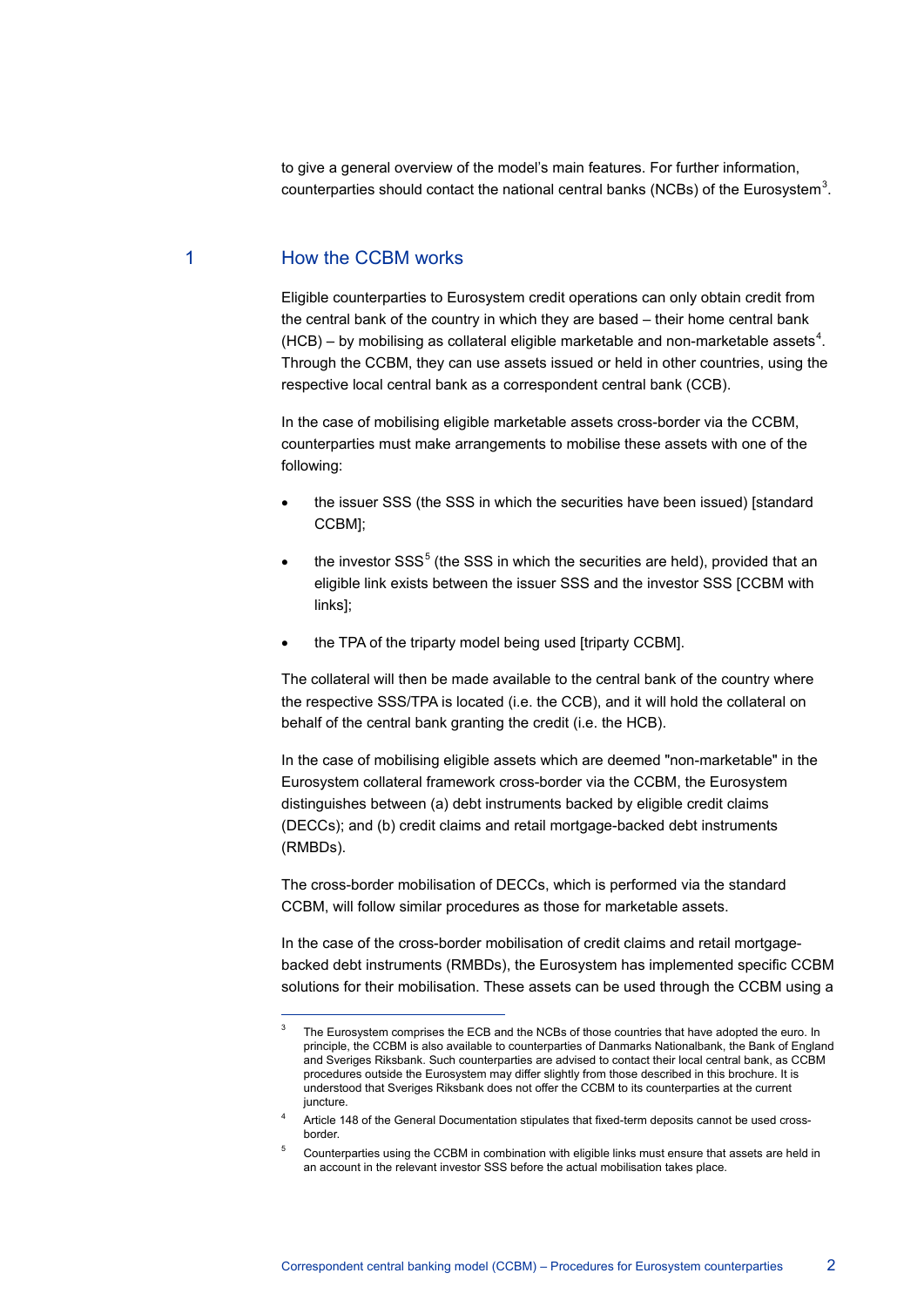to give a general overview of the model's main features. For further information, counterparties should contact the national central banks (NCBs) of the Eurosystem[3].

## 1 How the CCBM works

Eligible counterparties to Eurosystem credit operations can only obtain credit from the central bank of the country in which they are based – their home central bank (HCB) – by mobilising as collateral eligible marketable and non-marketable assets[4]. Through the CCBM, they can use assets issued or held in other countries, using the respective local central bank as a correspondent central bank (CCB).

In the case of mobilising eligible marketable assets cross-border via the CCBM, counterparties must make arrangements to mobilise these assets with one of the following:

- the issuer SSS (the SSS in which the securities have been issued) [standard CCBM];
- the investor SSS[5] (the SSS in which the securities are held), provided that an eligible link exists between the issuer SSS and the investor SSS [CCBM with links];
- the TPA of the triparty model being used [triparty CCBM].

The collateral will then be made available to the central bank of the country where the respective SSS/TPA is located (i.e. the CCB), and it will hold the collateral on behalf of the central bank granting the credit (i.e. the HCB).

In the case of mobilising eligible assets which are deemed "non-marketable" in the Eurosystem collateral framework cross-border via the CCBM, the Eurosystem distinguishes between (a) debt instruments backed by eligible credit claims (DECCs); and (b) credit claims and retail mortgage-backed debt instruments (RMBDs).

The cross-border mobilisation of DECCs, which is performed via the standard CCBM, will follow similar procedures as those for marketable assets.

In the case of the cross-border mobilisation of credit claims and retail mortgage-backed debt instruments (RMBDs), the Eurosystem has implemented specific CCBM solutions for their mobilisation. These assets can be used through the CCBM using a

---

[3] The Eurosystem comprises the ECB and the NCBs of those countries that have adopted the euro. In principle, the CCBM is also available to counterparties of Danmarks Nationalbank, the Bank of England and Sveriges Riksbank. Such counterparties are advised to contact their local central bank, as CCBM procedures outside the Eurosystem may differ slightly from those described in this brochure. It is understood that Sveriges Riksbank does not offer the CCBM to its counterparties at the current juncture.

[4] Article 148 of the General Documentation stipulates that fixed-term deposits cannot be used cross-border.

[5] Counterparties using the CCBM in combination with eligible links must ensure that assets are held in an account in the relevant investor SSS before the actual mobilisation takes place.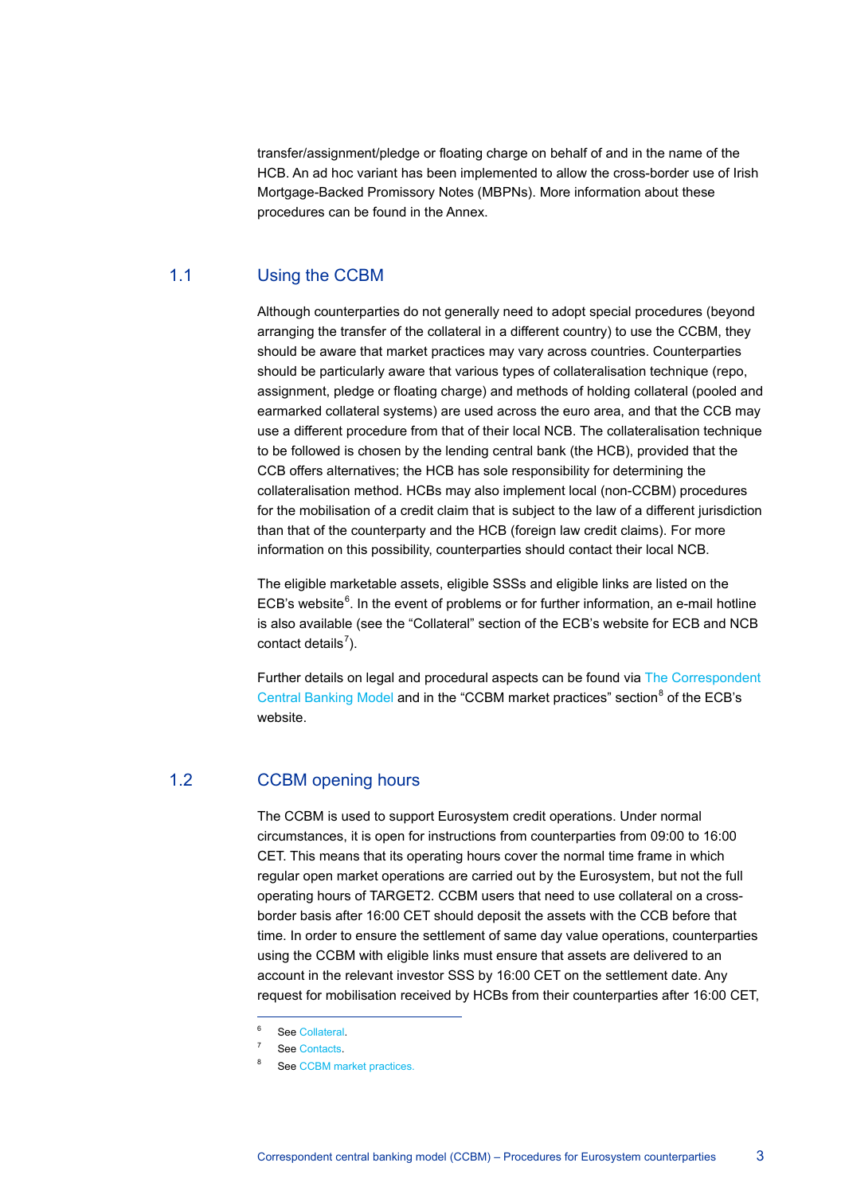transfer/assignment/pledge or floating charge on behalf of and in the name of the HCB. An ad hoc variant has been implemented to allow the cross-border use of Irish Mortgage-Backed Promissory Notes (MBPNs). More information about these procedures can be found in the Annex.

## 1.1 Using the CCBM

Although counterparties do not generally need to adopt special procedures (beyond arranging the transfer of the collateral in a different country) to use the CCBM, they should be aware that market practices may vary across countries. Counterparties should be particularly aware that various types of collateralisation technique (repo, assignment, pledge or floating charge) and methods of holding collateral (pooled and earmarked collateral systems) are used across the euro area, and that the CCB may use a different procedure from that of their local NCB. The collateralisation technique to be followed is chosen by the lending central bank (the HCB), provided that the CCB offers alternatives; the HCB has sole responsibility for determining the collateralisation method. HCBs may also implement local (non-CCBM) procedures for the mobilisation of a credit claim that is subject to the law of a different jurisdiction than that of the counterparty and the HCB (foreign law credit claims). For more information on this possibility, counterparties should contact their local NCB.

The eligible marketable assets, eligible SSSs and eligible links are listed on the ECB's website[6]. In the event of problems or for further information, an e-mail hotline is also available (see the "Collateral" section of the ECB's website for ECB and NCB contact details[7]).

Further details on legal and procedural aspects can be found via The Correspondent Central Banking Model and in the "CCBM market practices" section[8] of the ECB's website.

## 1.2 CCBM opening hours

The CCBM is used to support Eurosystem credit operations. Under normal circumstances, it is open for instructions from counterparties from 09:00 to 16:00 CET. This means that its operating hours cover the normal time frame in which regular open market operations are carried out by the Eurosystem, but not the full operating hours of TARGET2. CCBM users that need to use collateral on a cross-border basis after 16:00 CET should deposit the assets with the CCB before that time. In order to ensure the settlement of same day value operations, counterparties using the CCBM with eligible links must ensure that assets are delivered to an account in the relevant investor SSS by 16:00 CET on the settlement date. Any request for mobilisation received by HCBs from their counterparties after 16:00 CET,

---

[6] See Collateral.

[7] See Contacts.

[8] See CCBM market practices.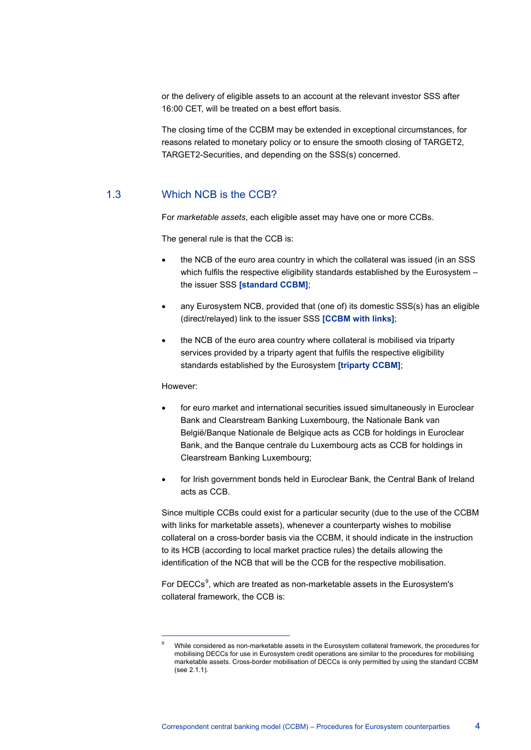or the delivery of eligible assets to an account at the relevant investor SSS after 16:00 CET, will be treated on a best effort basis.

The closing time of the CCBM may be extended in exceptional circumstances, for reasons related to monetary policy or to ensure the smooth closing of TARGET2, TARGET2-Securities, and depending on the SSS(s) concerned.

## 1.3 Which NCB is the CCB?

For *marketable assets*, each eligible asset may have one or more CCBs.

The general rule is that the CCB is:

- the NCB of the euro area country in which the collateral was issued (in an SSS which fulfils the respective eligibility standards established by the Eurosystem – the issuer SSS **[standard CCBM]**;
- any Eurosystem NCB, provided that (one of) its domestic SSS(s) has an eligible (direct/relayed) link to the issuer SSS **[CCBM with links]**;
- the NCB of the euro area country where collateral is mobilised via tripartу services provided by a triparty agent that fulfils the respective eligibility standards established by the Eurosystem **[triparty CCBM]**;

However:

- for euro market and international securities issued simultaneously in Euroclear Bank and Clearstream Banking Luxembourg, the Nationale Bank van België/Banque Nationale de Belgique acts as CCB for holdings in Euroclear Bank, and the Banque centrale du Luxembourg acts as CCB for holdings in Clearstream Banking Luxembourg;
- for Irish government bonds held in Euroclear Bank, the Central Bank of Ireland acts as CCB.

Since multiple CCBs could exist for a particular security (due to the use of the CCBM with links for marketable assets), whenever a counterparty wishes to mobilise collateral on a cross-border basis via the CCBM, it should indicate in the instruction to its HCB (according to local market practice rules) the details allowing the identification of the NCB that will be the CCB for the respective mobilisation.

For DECCs[9], which are treated as non-marketable assets in the Eurosystem's collateral framework, the CCB is:

[9] While considered as non-marketable assets in the Eurosystem collateral framework, the procedures for mobilising DECCs for use in Eurosystem credit operations are similar to the procedures for mobilising marketable assets. Cross-border mobilisation of DECCs is only permitted by using the standard CCBM (see 2.1.1).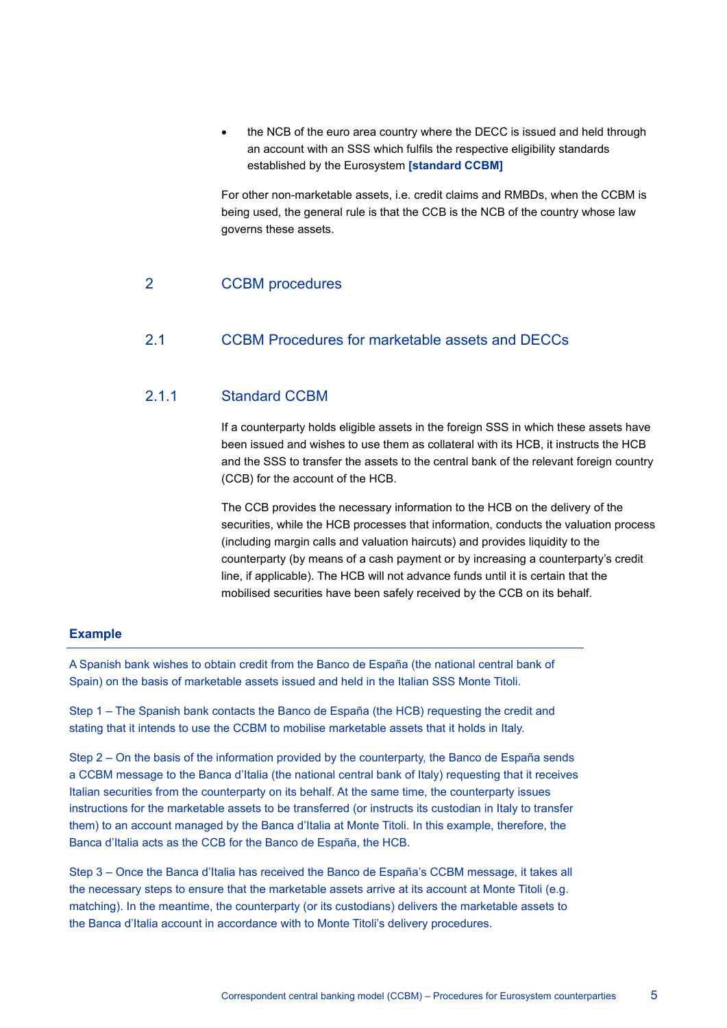- the NCB of the euro area country where the DECC is issued and held through an account with an SSS which fulfils the respective eligibility standards established by the Eurosystem **[standard CCBM]**

For other non-marketable assets, i.e. credit claims and RMBDs, when the CCBM is being used, the general rule is that the CCB is the NCB of the country whose law governs these assets.

# 2 CCBM procedures

## 2.1 CCBM Procedures for marketable assets and DECCs

### 2.1.1 Standard CCBM

If a counterparty holds eligible assets in the foreign SSS in which these assets have been issued and wishes to use them as collateral with its HCB, it instructs the HCB and the SSS to transfer the assets to the central bank of the relevant foreign country (CCB) for the account of the HCB.

The CCB provides the necessary information to the HCB on the delivery of the securities, while the HCB processes that information, conducts the valuation process (including margin calls and valuation haircuts) and provides liquidity to the counterparty (by means of a cash payment or by increasing a counterparty's credit line, if applicable). The HCB will not advance funds until it is certain that the mobilised securities have been safely received by the CCB on its behalf.

**Example**

---

A Spanish bank wishes to obtain credit from the Banco de España (the national central bank of Spain) on the basis of marketable assets issued and held in the Italian SSS Monte Titoli.

Step 1 – The Spanish bank contacts the Banco de España (the HCB) requesting the credit and stating that it intends to use the CCBM to mobilise marketable assets that it holds in Italy.

Step 2 – On the basis of the information provided by the counterparty, the Banco de España sends a CCBM message to the Banca d'Italia (the national central bank of Italy) requesting that it receives Italian securities from the counterparty on its behalf. At the same time, the counterparty issues instructions for the marketable assets to be transferred (or instructs its custodian in Italy to transfer them) to an account managed by the Banca d'Italia at Monte Titoli. In this example, therefore, the Banca d'Italia acts as the CCB for the Banco de España, the HCB.

Step 3 – Once the Banca d'Italia has received the Banco de España's CCBM message, it takes all the necessary steps to ensure that the marketable assets arrive at its account at Monte Titoli (e.g. matching). In the meantime, the counterparty (or its custodians) delivers the marketable assets to the Banca d'Italia account in accordance with to Monte Titoli's delivery procedures.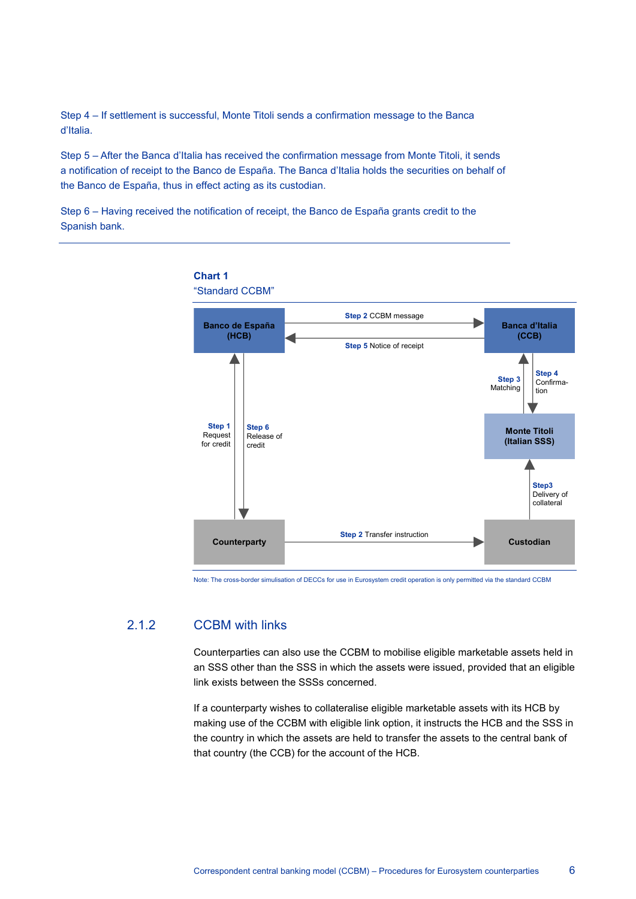Step 4 – If settlement is successful, Monte Titoli sends a confirmation message to the Banca d'Italia.

Step 5 – After the Banca d'Italia has received the confirmation message from Monte Titoli, it sends a notification of receipt to the Banco de España. The Banca d'Italia holds the securities on behalf of the Banco de España, thus in effect acting as its custodian.

Step 6 – Having received the notification of receipt, the Banco de España grants credit to the Spanish bank.

**Chart 1**
"Standard CCBM"

Banco de España (HCB)

Banca d'Italia (CCB)

Monte Titoli (Italian SSS)

Counterparty

Custodian

Step 1 Request for credit

Step 2 CCBM message

Step 2 Transfer instruction

Step 3 Matching

Step3 Delivery of collateral

Step 4 Confirma-tion

Step 5 Notice of receipt

Step 6 Release of credit

Note: The cross-border simulisation of DECCs for use in Eurosystem credit operation is only permitted via the standard CCBM

## 2.1.2 CCBM with links

Counterparties can also use the CCBM to mobilise eligible marketable assets held in an SSS other than the SSS in which the assets were issued, provided that an eligible link exists between the SSSs concerned.

If a counterparty wishes to collateralise eligible marketable assets with its HCB by making use of the CCBM with eligible link option, it instructs the HCB and the SSS in the country in which the assets are held to transfer the assets to the central bank of that country (the CCB) for the account of the HCB.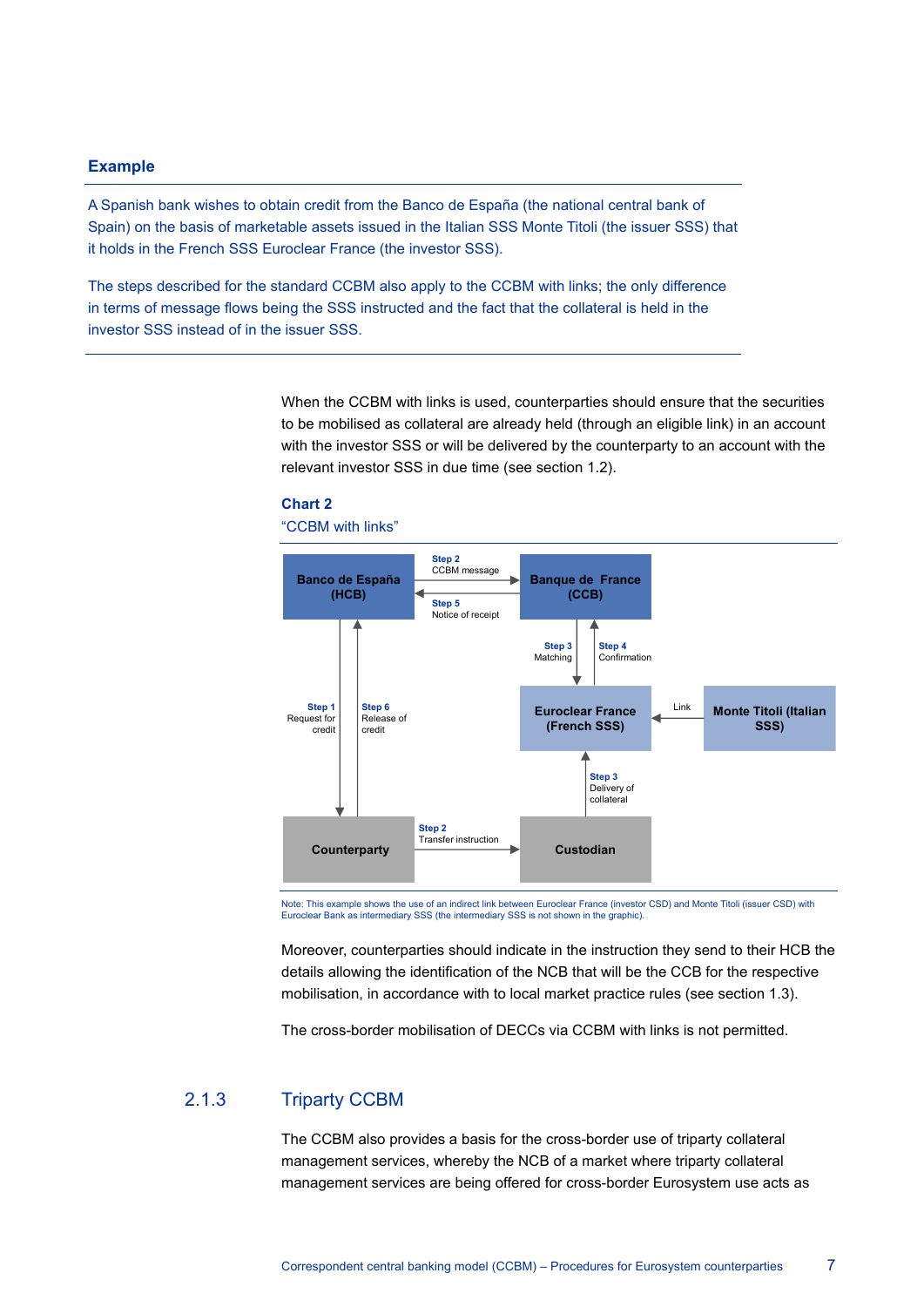**Example**

A Spanish bank wishes to obtain credit from the Banco de España (the national central bank of Spain) on the basis of marketable assets issued in the Italian SSS Monte Titoli (the issuer SSS) that it holds in the French SSS Euroclear France (the investor SSS).

The steps described for the standard CCBM also apply to the CCBM with links; the only difference in terms of message flows being the SSS instructed and the fact that the collateral is held in the investor SSS instead of in the issuer SSS.

When the CCBM with links is used, counterparties should ensure that the securities to be mobilised as collateral are already held (through an eligible link) in an account with the investor SSS or will be delivered by the counterparty to an account with the relevant investor SSS in due time (see section 1.2).

**Chart 2**

"CCBM with links"

Banco de España (HCB) — **Step 2** CCBM message → Banque de France (CCB)

Banque de France (CCB) — **Step 5** Notice of receipt → Banco de España (HCB)

Banque de France (CCB) — **Step 3** Matching → Euroclear France (French SSS)

Euroclear France (French SSS) — **Step 4** Confirmation → Banque de France (CCB)

Monte Titoli (Italian SSS) — Link → Euroclear France (French SSS)

Counterparty — **Step 1** Request for credit → Banco de España (HCB)

Banco de España (HCB) — **Step 6** Release of credit → Counterparty

Counterparty — **Step 2** Transfer instruction → Custodian

Custodian — **Step 3** Delivery of collateral → Euroclear France (French SSS)

Note: This example shows the use of an indirect link between Euroclear France (investor CSD) and Monte Titoli (issuer CSD) with Euroclear Bank as intermediary SSS (the intermediary SSS is not shown in the graphic).

Moreover, counterparties should indicate in the instruction they send to their HCB the details allowing the identification of the NCB that will be the CCB for the respective mobilisation, in accordance with to local market practice rules (see section 1.3).

The cross-border mobilisation of DECCs via CCBM with links is not permitted.

## 2.1.3 Triparty CCBM

The CCBM also provides a basis for the cross-border use of triparty collateral management services, whereby the NCB of a market where triparty collateral management services are being offered for cross-border Eurosystem use acts as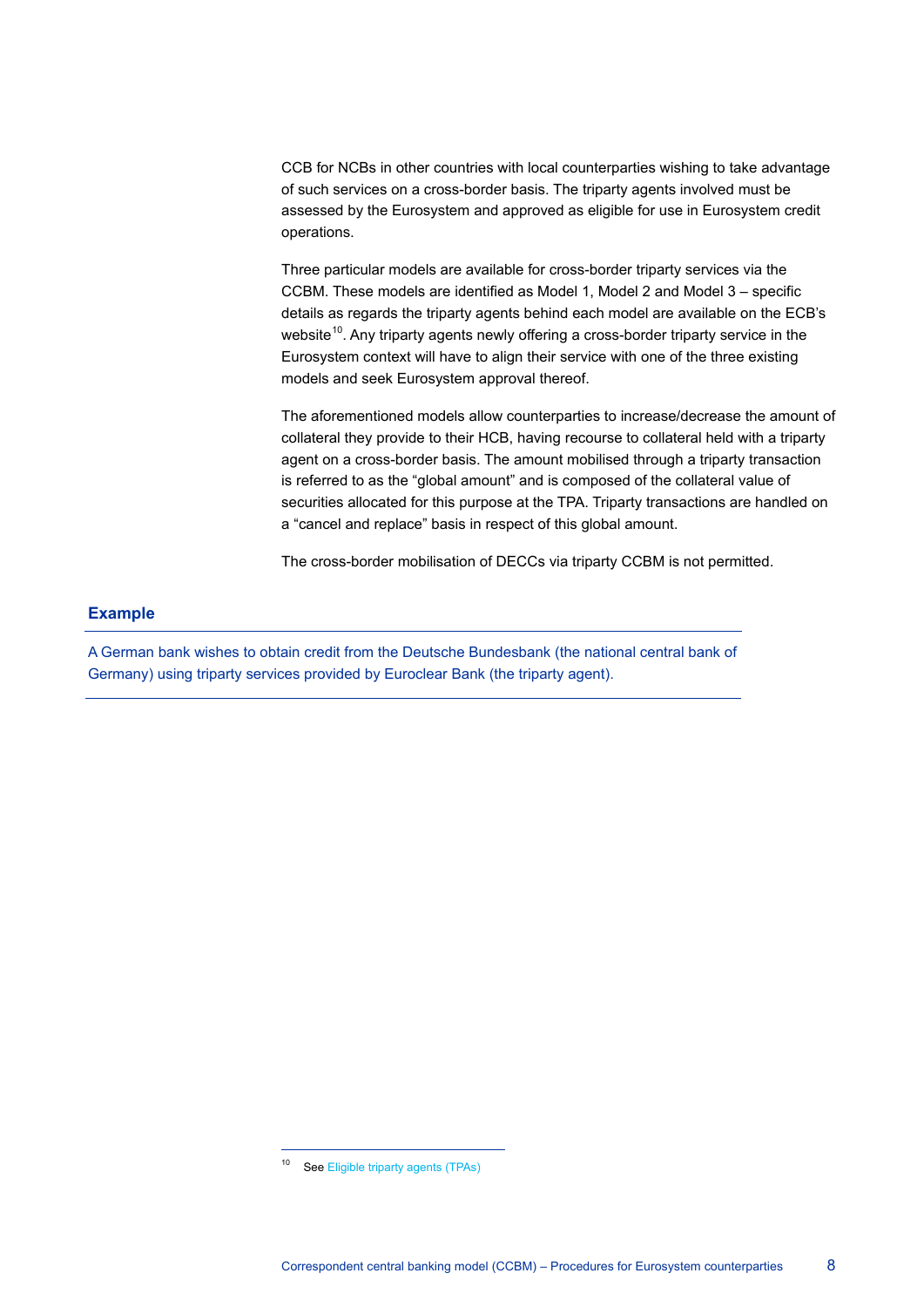CCB for NCBs in other countries with local counterparties wishing to take advantage of such services on a cross-border basis. The triparty agents involved must be assessed by the Eurosystem and approved as eligible for use in Eurosystem credit operations.

Three particular models are available for cross-border triparty services via the CCBM. These models are identified as Model 1, Model 2 and Model 3 – specific details as regards the triparty agents behind each model are available on the ECB's website[10]. Any triparty agents newly offering a cross-border triparty service in the Eurosystem context will have to align their service with one of the three existing models and seek Eurosystem approval thereof.

The aforementioned models allow counterparties to increase/decrease the amount of collateral they provide to their HCB, having recourse to collateral held with a triparty agent on a cross-border basis. The amount mobilised through a triparty transaction is referred to as the "global amount" and is composed of the collateral value of securities allocated for this purpose at the TPA. Triparty transactions are handled on a "cancel and replace" basis in respect of this global amount.

The cross-border mobilisation of DECCs via triparty CCBM is not permitted.

### Example

A German bank wishes to obtain credit from the Deutsche Bundesbank (the national central bank of Germany) using triparty services provided by Euroclear Bank (the triparty agent).

---

[10] See Eligible triparty agents (TPAs)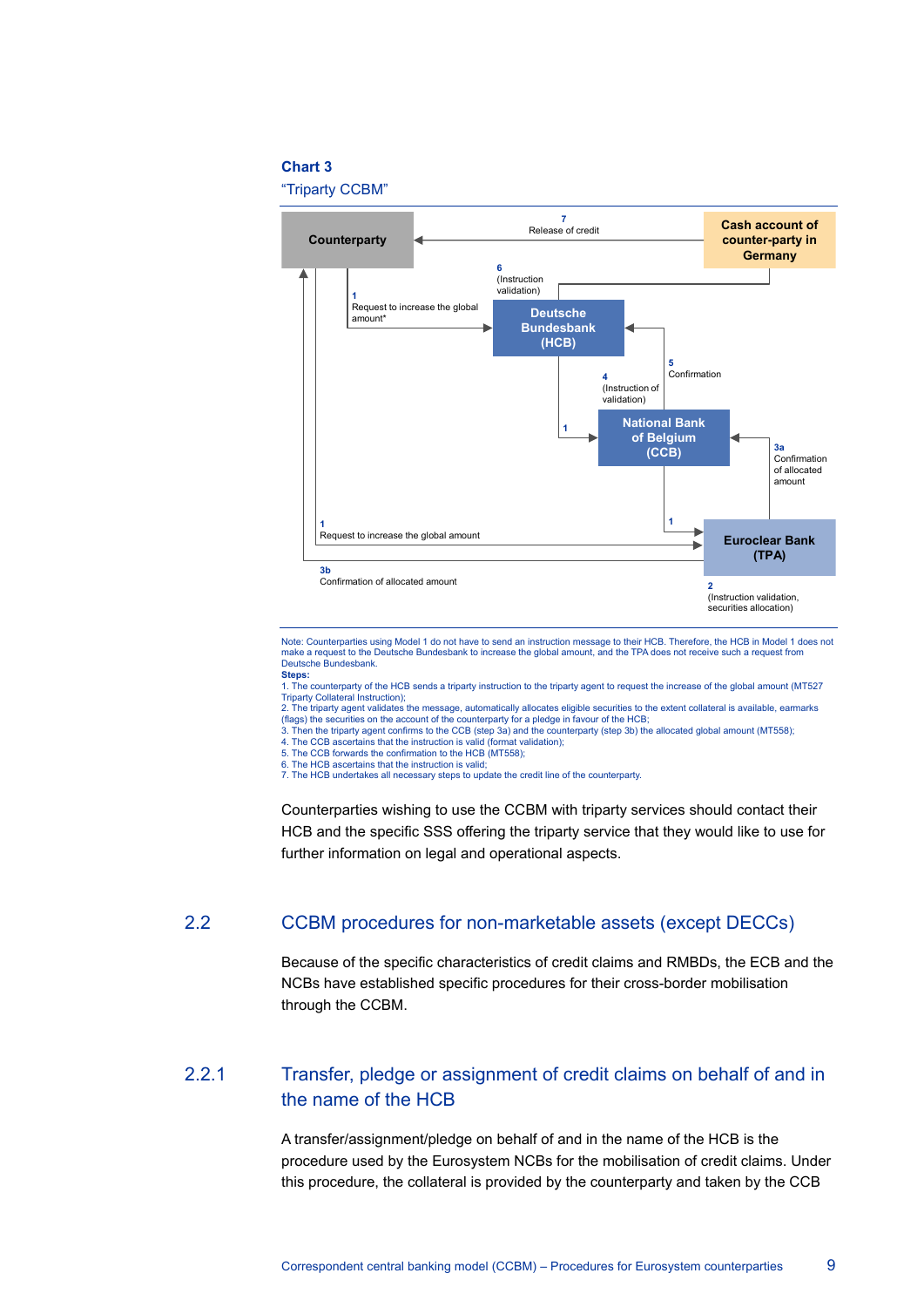**Chart 3**

"Triparty CCBM"

Note: Counterparties using Model 1 do not have to send an instruction message to their HCB. Therefore, the HCB in Model 1 does not make a request to the Deutsche Bundesbank to increase the global amount, and the TPA does not receive such a request from Deutsche Bundesbank.

**Steps:**

1. The counterparty of the HCB sends a triparty instruction to the triparty agent to request the increase of the global amount (MT527 Triparty Collateral Instruction);
2. The triparty agent validates the message, automatically allocates eligible securities to the extent collateral is available, earmarks (flags) the securities on the account of the counterparty for a pledge in favour of the HCB;
3. Then the triparty agent confirms to the CCB (step 3a) and the counterparty (step 3b) the allocated global amount (MT558);
4. The CCB ascertains that the instruction is valid (format validation);
5. The CCB forwards the confirmation to the HCB (MT558);
6. The HCB ascertains that the instruction is valid;
7. The HCB undertakes all necessary steps to update the credit line of the counterparty.

Counterparties wishing to use the CCBM with triparty services should contact their HCB and the specific SSS offering the triparty service that they would like to use for further information on legal and operational aspects.

## 2.2 CCBM procedures for non-marketable assets (except DECCs)

Because of the specific characteristics of credit claims and RMBDs, the ECB and the NCBs have established specific procedures for their cross-border mobilisation through the CCBM.

### 2.2.1 Transfer, pledge or assignment of credit claims on behalf of and in the name of the HCB

A transfer/assignment/pledge on behalf of and in the name of the HCB is the procedure used by the Eurosystem NCBs for the mobilisation of credit claims. Under this procedure, the collateral is provided by the counterparty and taken by the CCB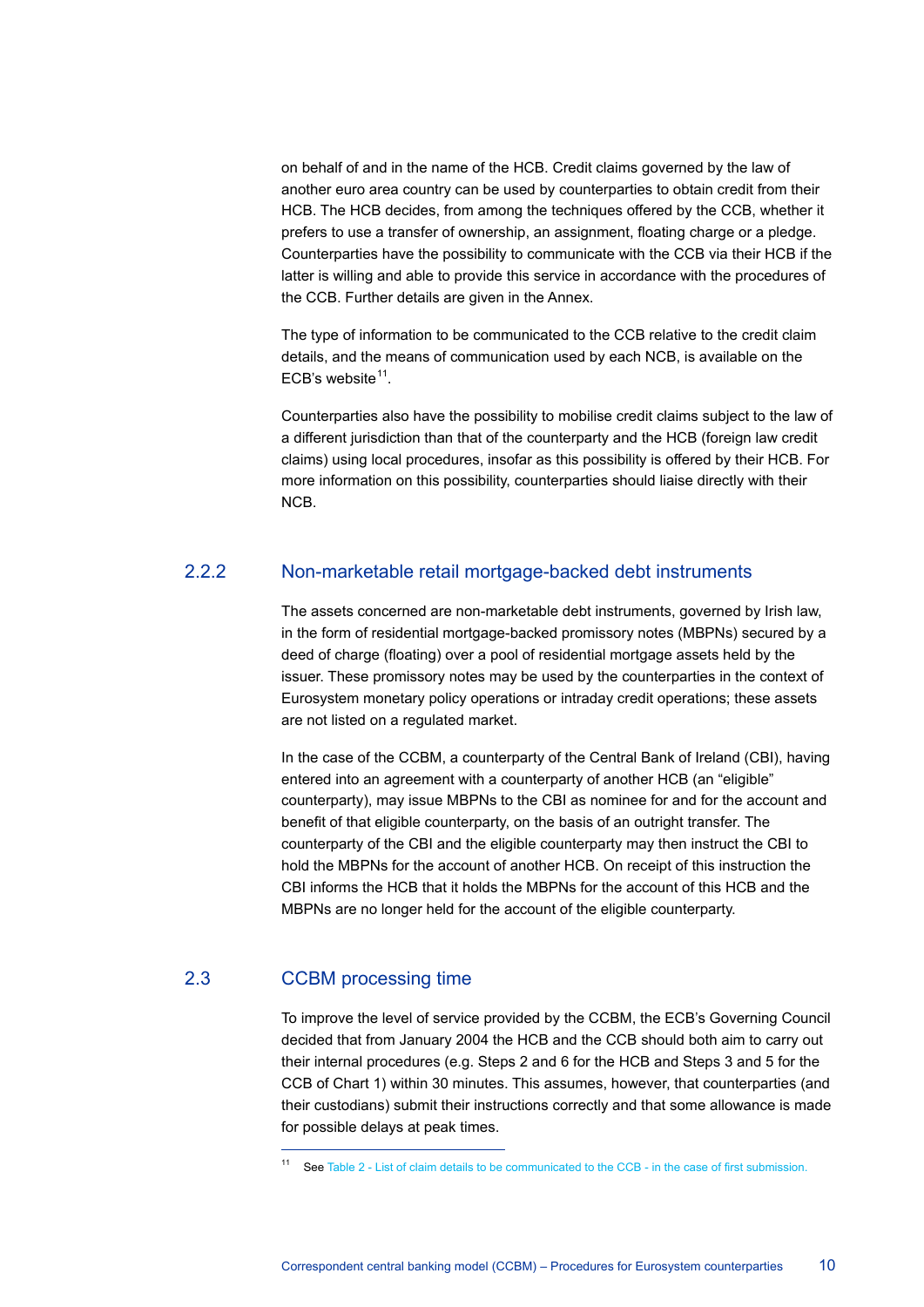on behalf of and in the name of the HCB. Credit claims governed by the law of another euro area country can be used by counterparties to obtain credit from their HCB. The HCB decides, from among the techniques offered by the CCB, whether it prefers to use a transfer of ownership, an assignment, floating charge or a pledge. Counterparties have the possibility to communicate with the CCB via their HCB if the latter is willing and able to provide this service in accordance with the procedures of the CCB. Further details are given in the Annex.

The type of information to be communicated to the CCB relative to the credit claim details, and the means of communication used by each NCB, is available on the ECB's website[11].

Counterparties also have the possibility to mobilise credit claims subject to the law of a different jurisdiction than that of the counterparty and the HCB (foreign law credit claims) using local procedures, insofar as this possibility is offered by their HCB. For more information on this possibility, counterparties should liaise directly with their NCB.

### 2.2.2 Non-marketable retail mortgage-backed debt instruments

The assets concerned are non-marketable debt instruments, governed by Irish law, in the form of residential mortgage-backed promissory notes (MBPNs) secured by a deed of charge (floating) over a pool of residential mortgage assets held by the issuer. These promissory notes may be used by the counterparties in the context of Eurosystem monetary policy operations or intraday credit operations; these assets are not listed on a regulated market.

In the case of the CCBM, a counterparty of the Central Bank of Ireland (CBI), having entered into an agreement with a counterparty of another HCB (an "eligible" counterparty), may issue MBPNs to the CBI as nominee for and for the account and benefit of that eligible counterparty, on the basis of an outright transfer. The counterparty of the CBI and the eligible counterparty may then instruct the CBI to hold the MBPNs for the account of another HCB. On receipt of this instruction the CBI informs the HCB that it holds the MBPNs for the account of this HCB and the MBPNs are no longer held for the account of the eligible counterparty.

## 2.3 CCBM processing time

To improve the level of service provided by the CCBM, the ECB's Governing Council decided that from January 2004 the HCB and the CCB should both aim to carry out their internal procedures (e.g. Steps 2 and 6 for the HCB and Steps 3 and 5 for the CCB of Chart 1) within 30 minutes. This assumes, however, that counterparties (and their custodians) submit their instructions correctly and that some allowance is made for possible delays at peak times.

---

[11] See Table 2 - List of claim details to be communicated to the CCB - in the case of first submission.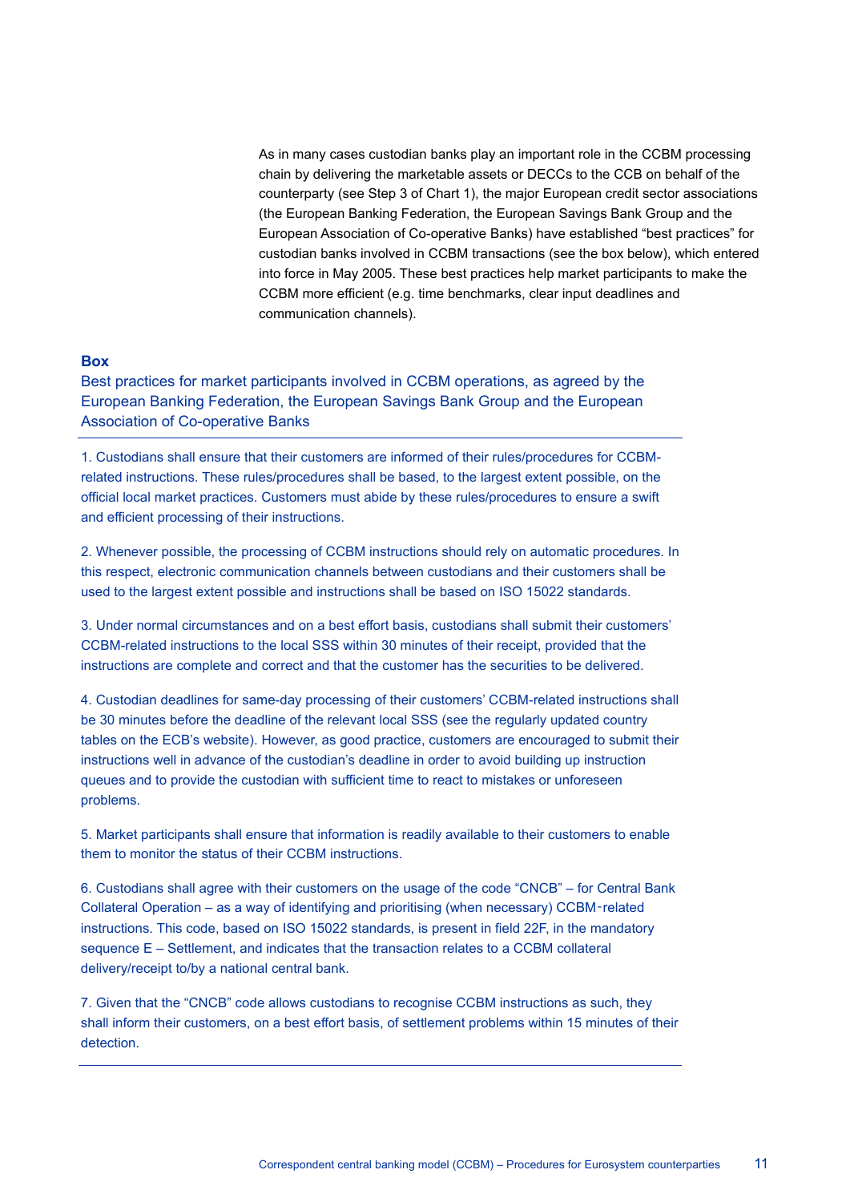As in many cases custodian banks play an important role in the CCBM processing chain by delivering the marketable assets or DECCs to the CCB on behalf of the counterparty (see Step 3 of Chart 1), the major European credit sector associations (the European Banking Federation, the European Savings Bank Group and the European Association of Co-operative Banks) have established “best practices” for custodian banks involved in CCBM transactions (see the box below), which entered into force in May 2005. These best practices help market participants to make the CCBM more efficient (e.g. time benchmarks, clear input deadlines and communication channels).

**Box**

### Best practices for market participants involved in CCBM operations, as agreed by the European Banking Federation, the European Savings Bank Group and the European Association of Co-operative Banks

1. Custodians shall ensure that their customers are informed of their rules/procedures for CCBM-related instructions. These rules/procedures shall be based, to the largest extent possible, on the official local market practices. Customers must abide by these rules/procedures to ensure a swift and efficient processing of their instructions.

2. Whenever possible, the processing of CCBM instructions should rely on automatic procedures. In this respect, electronic communication channels between custodians and their customers shall be used to the largest extent possible and instructions shall be based on ISO 15022 standards.

3. Under normal circumstances and on a best effort basis, custodians shall submit their customers’ CCBM-related instructions to the local SSS within 30 minutes of their receipt, provided that the instructions are complete and correct and that the customer has the securities to be delivered.

4. Custodian deadlines for same-day processing of their customers’ CCBM-related instructions shall be 30 minutes before the deadline of the relevant local SSS (see the regularly updated country tables on the ECB’s website). However, as good practice, customers are encouraged to submit their instructions well in advance of the custodian’s deadline in order to avoid building up instruction queues and to provide the custodian with sufficient time to react to mistakes or unforeseen problems.

5. Market participants shall ensure that information is readily available to their customers to enable them to monitor the status of their CCBM instructions.

6. Custodians shall agree with their customers on the usage of the code “CNCB” – for Central Bank Collateral Operation – as a way of identifying and prioritising (when necessary) CCBM-related instructions. This code, based on ISO 15022 standards, is present in field 22F, in the mandatory sequence E – Settlement, and indicates that the transaction relates to a CCBM collateral delivery/receipt to/by a national central bank.

7. Given that the “CNCB” code allows custodians to recognise CCBM instructions as such, they shall inform their customers, on a best effort basis, of settlement problems within 15 minutes of their detection.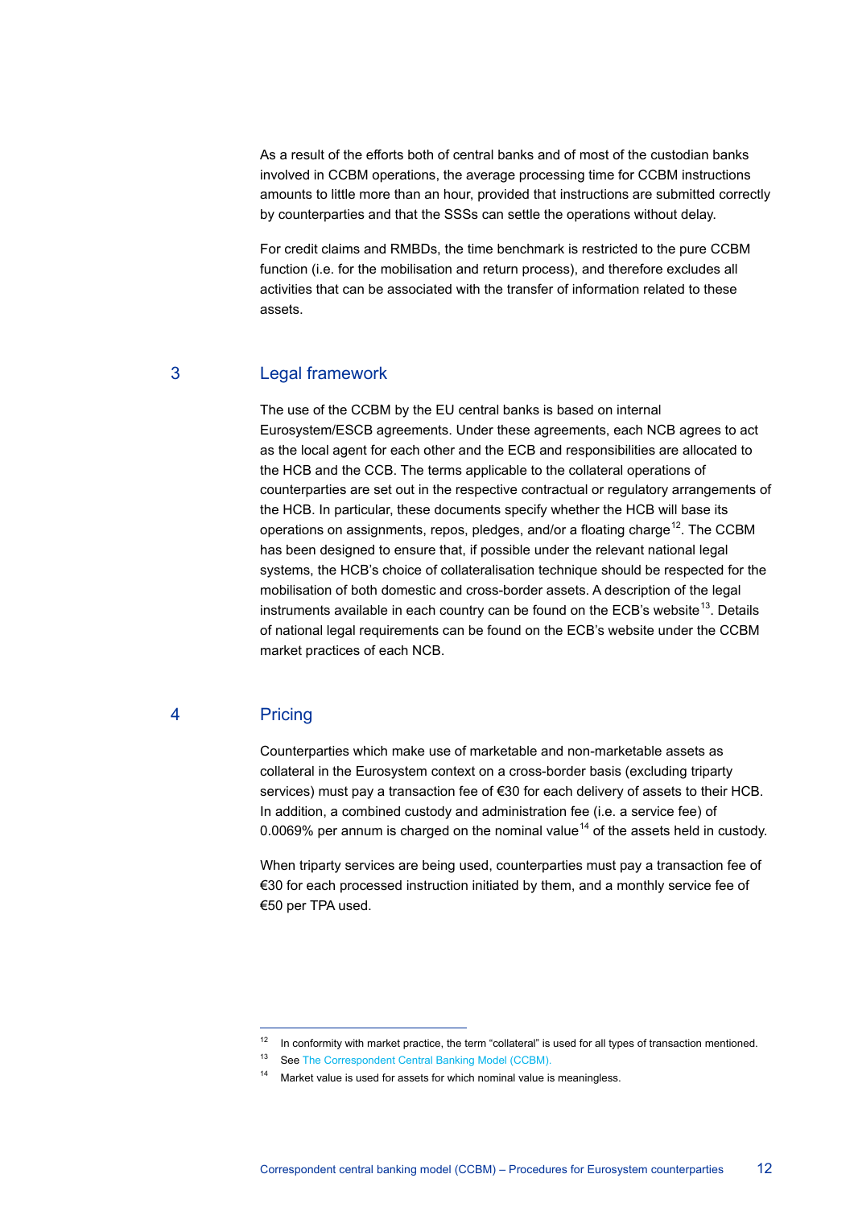As a result of the efforts both of central banks and of most of the custodian banks involved in CCBM operations, the average processing time for CCBM instructions amounts to little more than an hour, provided that instructions are submitted correctly by counterparties and that the SSSs can settle the operations without delay.

For credit claims and RMBDs, the time benchmark is restricted to the pure CCBM function (i.e. for the mobilisation and return process), and therefore excludes all activities that can be associated with the transfer of information related to these assets.

## 3 Legal framework

The use of the CCBM by the EU central banks is based on internal Eurosystem/ESCB agreements. Under these agreements, each NCB agrees to act as the local agent for each other and the ECB and responsibilities are allocated to the HCB and the CCB. The terms applicable to the collateral operations of counterparties are set out in the respective contractual or regulatory arrangements of the HCB. In particular, these documents specify whether the HCB will base its operations on assignments, repos, pledges, and/or a floating charge[12]. The CCBM has been designed to ensure that, if possible under the relevant national legal systems, the HCB's choice of collateralisation technique should be respected for the mobilisation of both domestic and cross-border assets. A description of the legal instruments available in each country can be found on the ECB's website[13]. Details of national legal requirements can be found on the ECB's website under the CCBM market practices of each NCB.

## 4 Pricing

Counterparties which make use of marketable and non-marketable assets as collateral in the Eurosystem context on a cross-border basis (excluding triparty services) must pay a transaction fee of €30 for each delivery of assets to their HCB. In addition, a combined custody and administration fee (i.e. a service fee) of 0.0069% per annum is charged on the nominal value[14] of the assets held in custody.

When triparty services are being used, counterparties must pay a transaction fee of €30 for each processed instruction initiated by them, and a monthly service fee of €50 per TPA used.

---

[12] In conformity with market practice, the term "collateral" is used for all types of transaction mentioned.

[13] See The Correspondent Central Banking Model (CCBM).

[14] Market value is used for assets for which nominal value is meaningless.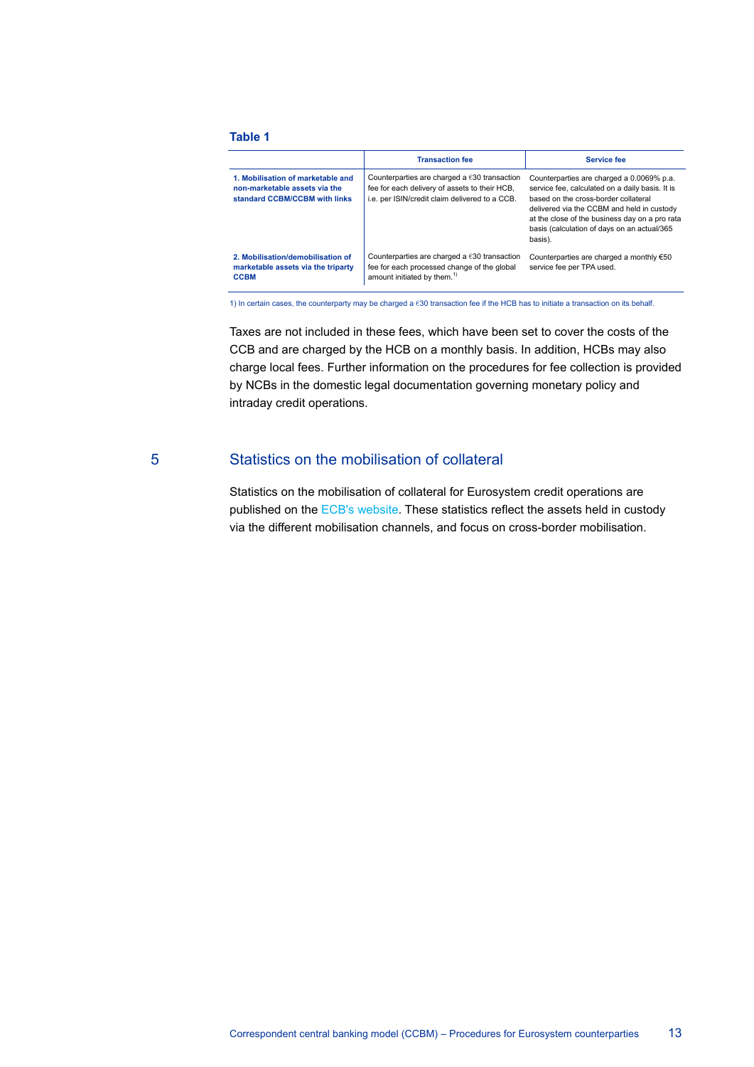**Table 1**

| | Transaction fee | Service fee |
|---|---|---|
| **1. Mobilisation of marketable and non-marketable assets via the standard CCBM/CCBM with links** | Counterparties are charged a €30 transaction fee for each delivery of assets to their HCB, i.e. per ISIN/credit claim delivered to a CCB. | Counterparties are charged a 0.0069% p.a. service fee, calculated on a daily basis. It is based on the cross-border collateral delivered via the CCBM and held in custody at the close of the business day on a pro rata basis (calculation of days on an actual/365 basis). |
| **2. Mobilisation/demobilisation of marketable assets via the triparty CCBM** | Counterparties are charged a €30 transaction fee for each processed change of the global amount initiated by them.[1] | Counterparties are charged a monthly €50 service fee per TPA used. |

1) In certain cases, the counterparty may be charged a €30 transaction fee if the HCB has to initiate a transaction on its behalf.

Taxes are not included in these fees, which have been set to cover the costs of the CCB and are charged by the HCB on a monthly basis. In addition, HCBs may also charge local fees. Further information on the procedures for fee collection is provided by NCBs in the domestic legal documentation governing monetary policy and intraday credit operations.

## 5 Statistics on the mobilisation of collateral

Statistics on the mobilisation of collateral for Eurosystem credit operations are published on the ECB's website. These statistics reflect the assets held in custody via the different mobilisation channels, and focus on cross-border mobilisation.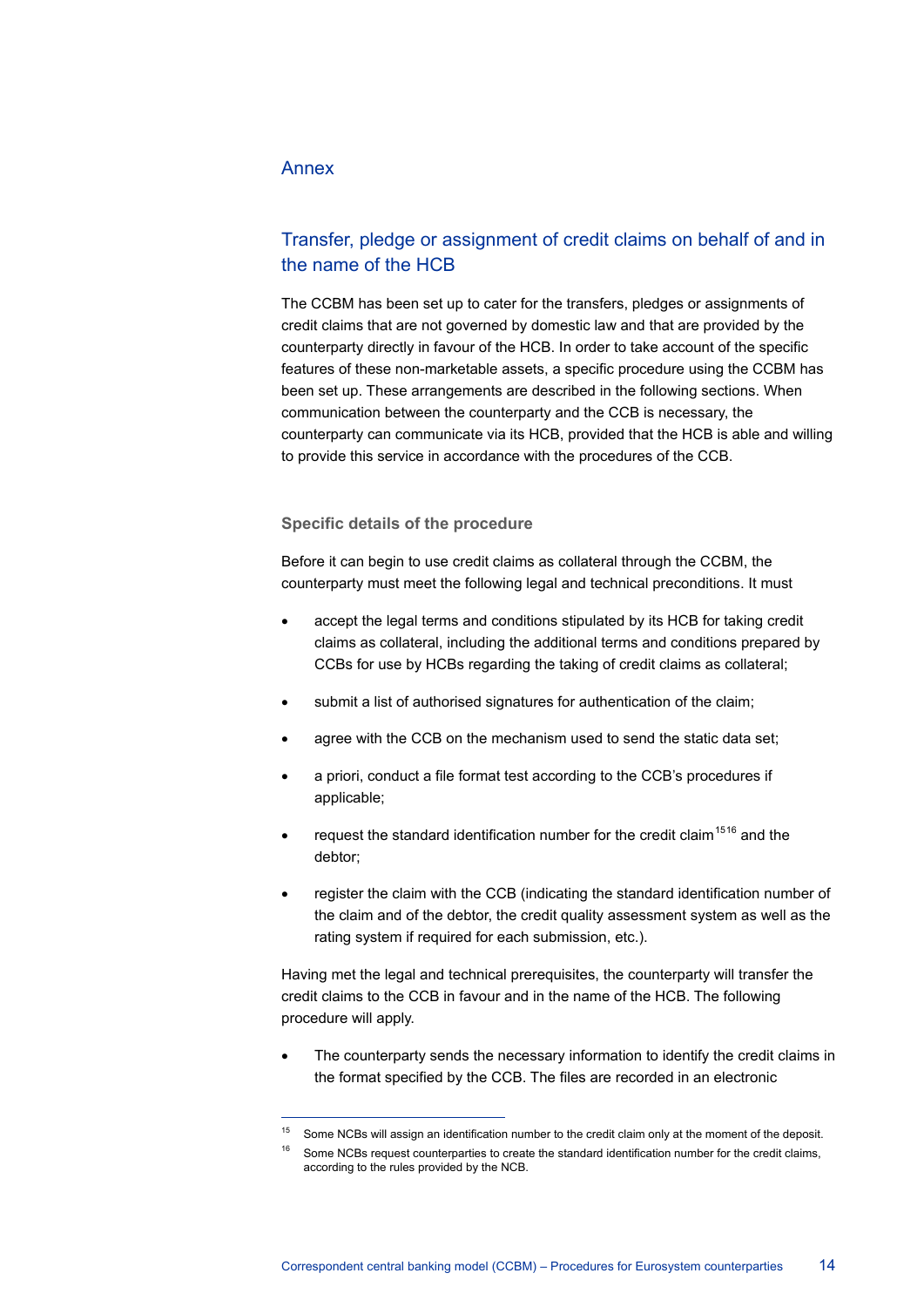# Annex

## Transfer, pledge or assignment of credit claims on behalf of and in the name of the HCB

The CCBM has been set up to cater for the transfers, pledges or assignments of credit claims that are not governed by domestic law and that are provided by the counterparty directly in favour of the HCB. In order to take account of the specific features of these non-marketable assets, a specific procedure using the CCBM has been set up. These arrangements are described in the following sections. When communication between the counterparty and the CCB is necessary, the counterparty can communicate via its HCB, provided that the HCB is able and willing to provide this service in accordance with the procedures of the CCB.

### Specific details of the procedure

Before it can begin to use credit claims as collateral through the CCBM, the counterparty must meet the following legal and technical preconditions. It must

- accept the legal terms and conditions stipulated by its HCB for taking credit claims as collateral, including the additional terms and conditions prepared by CCBs for use by HCBs regarding the taking of credit claims as collateral;
- submit a list of authorised signatures for authentication of the claim;
- agree with the CCB on the mechanism used to send the static data set;
- a priori, conduct a file format test according to the CCB's procedures if applicable;
- request the standard identification number for the credit claim[15][16] and the debtor;
- register the claim with the CCB (indicating the standard identification number of the claim and of the debtor, the credit quality assessment system as well as the rating system if required for each submission, etc.).

Having met the legal and technical prerequisites, the counterparty will transfer the credit claims to the CCB in favour and in the name of the HCB. The following procedure will apply.

- The counterparty sends the necessary information to identify the credit claims in the format specified by the CCB. The files are recorded in an electronic

---

[15] Some NCBs will assign an identification number to the credit claim only at the moment of the deposit.

[16] Some NCBs request counterparties to create the standard identification number for the credit claims, according to the rules provided by the NCB.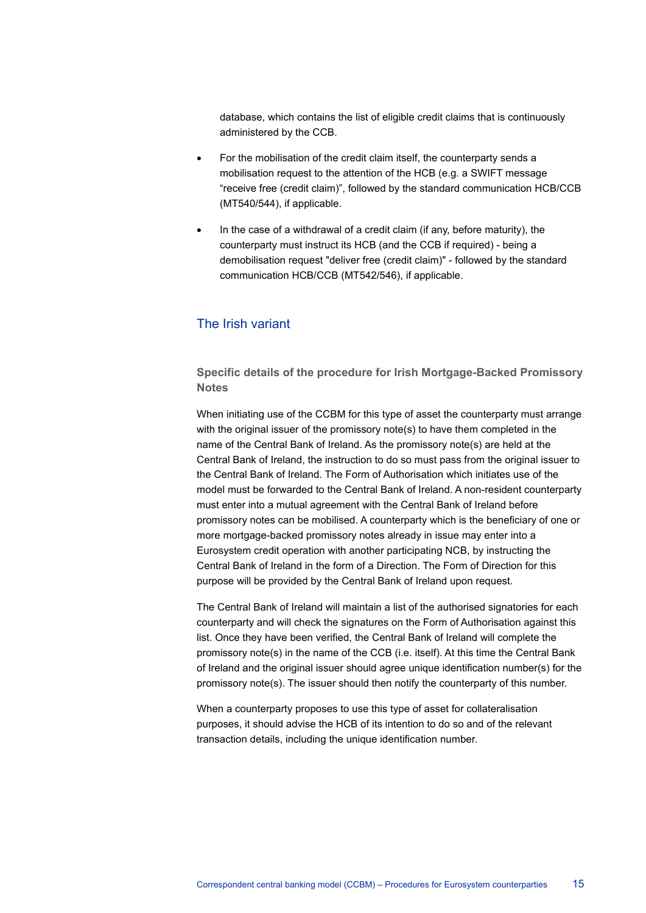database, which contains the list of eligible credit claims that is continuously administered by the CCB.

- For the mobilisation of the credit claim itself, the counterparty sends a mobilisation request to the attention of the HCB (e.g. a SWIFT message "receive free (credit claim)", followed by the standard communication HCB/CCB (MT540/544), if applicable.
- In the case of a withdrawal of a credit claim (if any, before maturity), the counterparty must instruct its HCB (and the CCB if required) - being a demobilisation request "deliver free (credit claim)" - followed by the standard communication HCB/CCB (MT542/546), if applicable.

## The Irish variant

### Specific details of the procedure for Irish Mortgage-Backed Promissory Notes

When initiating use of the CCBM for this type of asset the counterparty must arrange with the original issuer of the promissory note(s) to have them completed in the name of the Central Bank of Ireland. As the promissory note(s) are held at the Central Bank of Ireland, the instruction to do so must pass from the original issuer to the Central Bank of Ireland. The Form of Authorisation which initiates use of the model must be forwarded to the Central Bank of Ireland. A non-resident counterparty must enter into a mutual agreement with the Central Bank of Ireland before promissory notes can be mobilised. A counterparty which is the beneficiary of one or more mortgage-backed promissory notes already in issue may enter into a Eurosystem credit operation with another participating NCB, by instructing the Central Bank of Ireland in the form of a Direction. The Form of Direction for this purpose will be provided by the Central Bank of Ireland upon request.

The Central Bank of Ireland will maintain a list of the authorised signatories for each counterparty and will check the signatures on the Form of Authorisation against this list. Once they have been verified, the Central Bank of Ireland will complete the promissory note(s) in the name of the CCB (i.e. itself). At this time the Central Bank of Ireland and the original issuer should agree unique identification number(s) for the promissory note(s). The issuer should then notify the counterparty of this number.

When a counterparty proposes to use this type of asset for collateralisation purposes, it should advise the HCB of its intention to do so and of the relevant transaction details, including the unique identification number.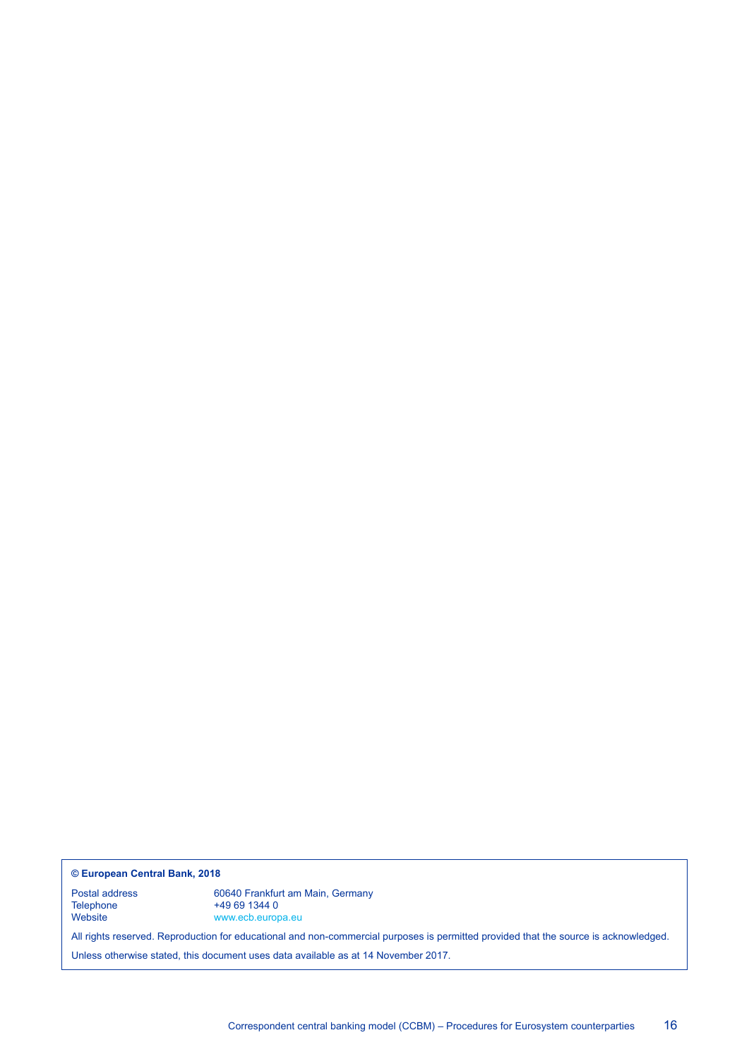**© European Central Bank, 2018**

| | |
|---|---|
| Postal address | 60640 Frankfurt am Main, Germany |
| Telephone | +49 69 1344 0 |
| Website | www.ecb.europa.eu |

All rights reserved. Reproduction for educational and non-commercial purposes is permitted provided that the source is acknowledged.

Unless otherwise stated, this document uses data available as at 14 November 2017.